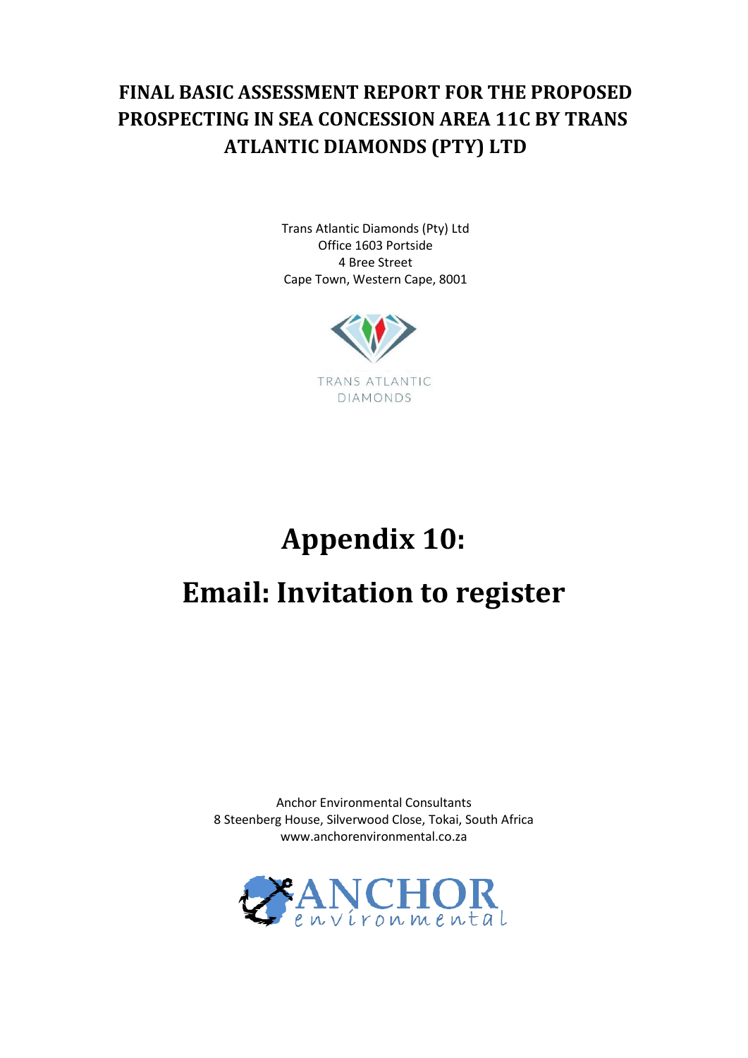# FINAL BASIC ASSESSMENT REPORT FOR THE PROPOSED PROSPECTING IN SEA CONCESSION AREA 11C BY TRANS ATLANTIC DIAMONDS (PTY) LTD

Trans Atlantic Diamonds (Pty) Ltd
Office 1603 Portside
4 Bree Street
Cape Town, Western Cape, 8001

TRANS ATLANTIC DIAMONDS

# Appendix 10:

# Email: Invitation to register

Anchor Environmental Consultants
8 Steenberg House, Silverwood Close, Tokai, South Africa
www.anchorenvironmental.co.za

ANCHOR environmental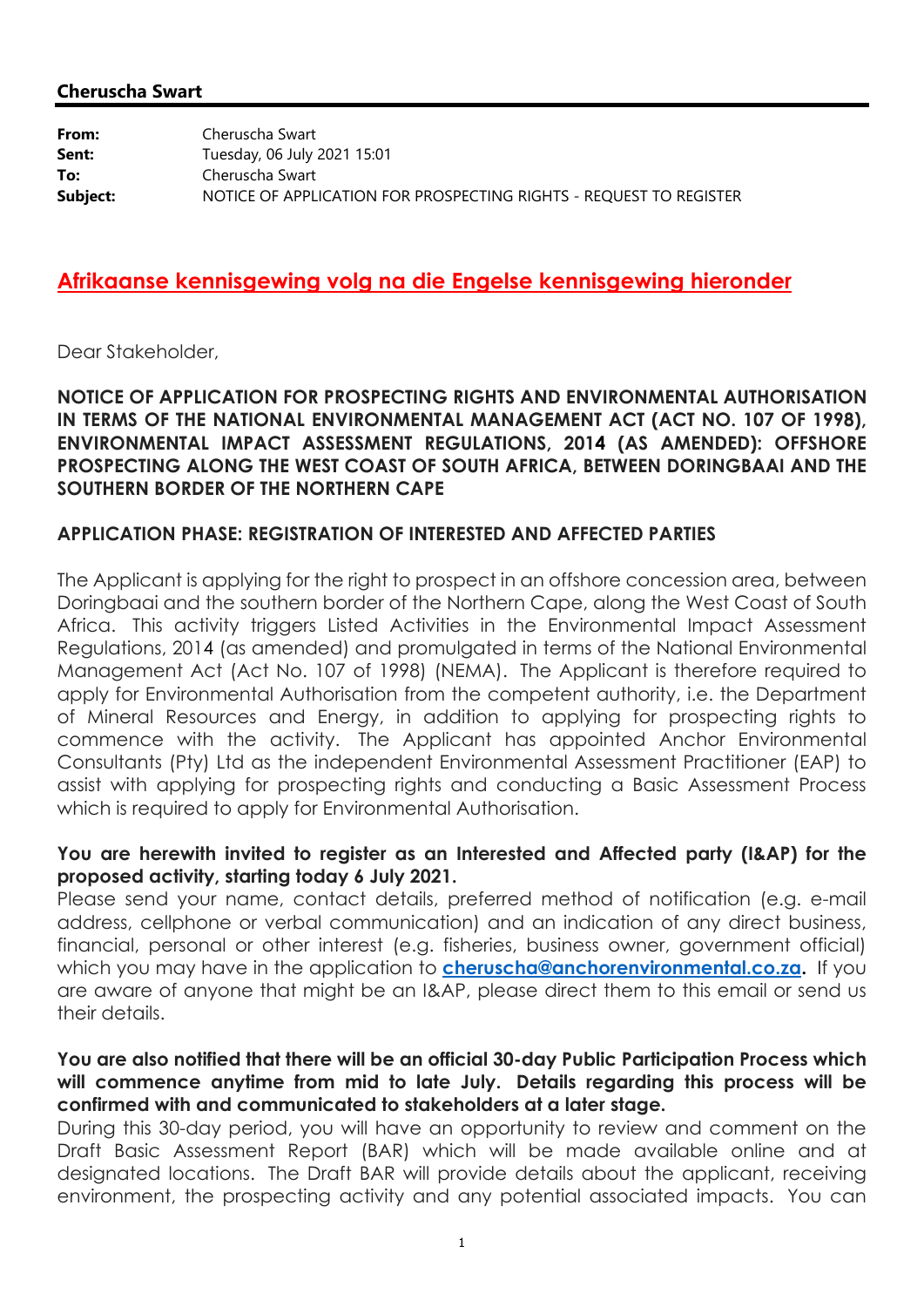**Cheruscha Swart**

| | |
|---|---|
| **From:** | Cheruscha Swart |
| **Sent:** | Tuesday, 06 July 2021 15:01 |
| **To:** | Cheruscha Swart |
| **Subject:** | NOTICE OF APPLICATION FOR PROSPECTING RIGHTS - REQUEST TO REGISTER |

**Afrikaanse kennisgewing volg na die Engelse kennisgewing hieronder**

Dear Stakeholder,

**NOTICE OF APPLICATION FOR PROSPECTING RIGHTS AND ENVIRONMENTAL AUTHORISATION IN TERMS OF THE NATIONAL ENVIRONMENTAL MANAGEMENT ACT (ACT NO. 107 OF 1998), ENVIRONMENTAL IMPACT ASSESSMENT REGULATIONS, 2014 (AS AMENDED): OFFSHORE PROSPECTING ALONG THE WEST COAST OF SOUTH AFRICA, BETWEEN DORINGBAAI AND THE SOUTHERN BORDER OF THE NORTHERN CAPE**

**APPLICATION PHASE: REGISTRATION OF INTERESTED AND AFFECTED PARTIES**

The Applicant is applying for the right to prospect in an offshore concession area, between Doringbaai and the southern border of the Northern Cape, along the West Coast of South Africa. This activity triggers Listed Activities in the Environmental Impact Assessment Regulations, 2014 (as amended) and promulgated in terms of the National Environmental Management Act (Act No. 107 of 1998) (NEMA). The Applicant is therefore required to apply for Environmental Authorisation from the competent authority, i.e. the Department of Mineral Resources and Energy, in addition to applying for prospecting rights to commence with the activity. The Applicant has appointed Anchor Environmental Consultants (Pty) Ltd as the independent Environmental Assessment Practitioner (EAP) to assist with applying for prospecting rights and conducting a Basic Assessment Process which is required to apply for Environmental Authorisation.

**You are herewith invited to register as an Interested and Affected party (I&AP) for the proposed activity, starting today 6 July 2021.**
Please send your name, contact details, preferred method of notification (e.g. e-mail address, cellphone or verbal communication) and an indication of any direct business, financial, personal or other interest (e.g. fisheries, business owner, government official) which you may have in the application to **cheruscha@anchorenvironmental.co.za.** If you are aware of anyone that might be an I&AP, please direct them to this email or send us their details.

**You are also notified that there will be an official 30-day Public Participation Process which will commence anytime from mid to late July. Details regarding this process will be confirmed with and communicated to stakeholders at a later stage.**
During this 30-day period, you will have an opportunity to review and comment on the Draft Basic Assessment Report (BAR) which will be made available online and at designated locations. The Draft BAR will provide details about the applicant, receiving environment, the prospecting activity and any potential associated impacts. You can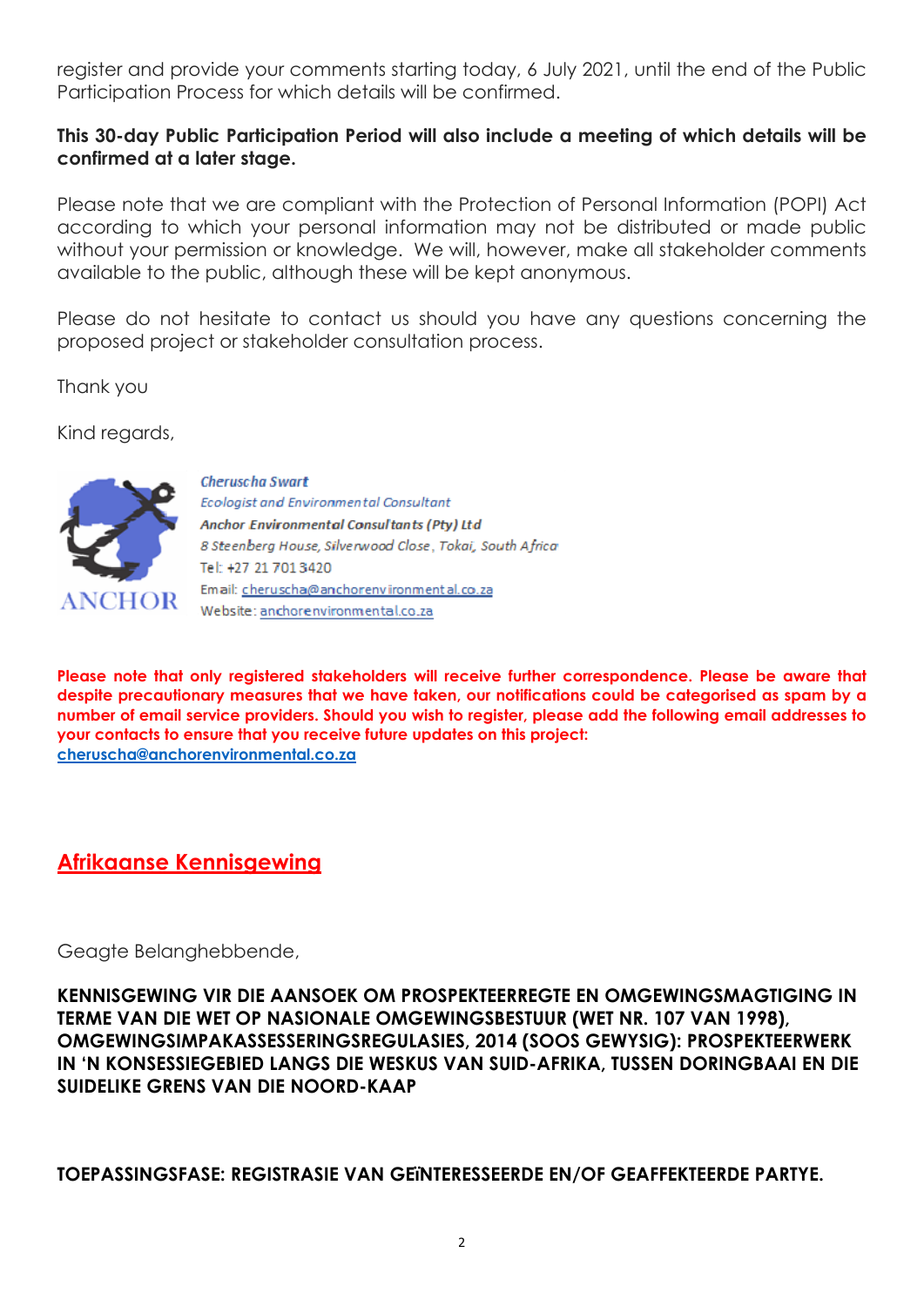register and provide your comments starting today, 6 July 2021, until the end of the Public Participation Process for which details will be confirmed.

**This 30-day Public Participation Period will also include a meeting of which details will be confirmed at a later stage.**

Please note that we are compliant with the Protection of Personal Information (POPI) Act according to which your personal information may not be distributed or made public without your permission or knowledge. We will, however, make all stakeholder comments available to the public, although these will be kept anonymous.

Please do not hesitate to contact us should you have any questions concerning the proposed project or stakeholder consultation process.

Thank you

Kind regards,

ANCHOR

*Cheruscha Swart*
*Ecologist and Environmental Consultant*
***Anchor Environmental Consultants (Pty) Ltd***
*8 Steenberg House, Silverwood Close, Tokai, South Africa*
Tel: +27 21 701 3420
Email: cheruscha@anchorenvironmental.co.za
Website: anchorenvironmental.co.za

**Please note that only registered stakeholders will receive further correspondence. Please be aware that despite precautionary measures that we have taken, our notifications could be categorised as spam by a number of email service providers. Should you wish to register, please add the following email addresses to your contacts to ensure that you receive future updates on this project: cheruscha@anchorenvironmental.co.za**

## Afrikaanse Kennisgewing

Geagte Belanghebbende,

**KENNISGEWING VIR DIE AANSOEK OM PROSPEKTEERREGTE EN OMGEWINGSMAGTIGING IN TERME VAN DIE WET OP NASIONALE OMGEWINGSBESTUUR (WET NR. 107 VAN 1998), OMGEWINGSIMPAKASSESSERINGSREGULASIES, 2014 (SOOS GEWYSIG): PROSPEKTEERWERK IN 'N KONSESSIEGEBIED LANGS DIE WESKUS VAN SUID-AFRIKA, TUSSEN DORINGBAAI EN DIE SUIDELIKE GRENS VAN DIE NOORD-KAAP**

**TOEPASSINGSFASE: REGISTRASIE VAN GEÏNTERESSEERDE EN/OF GEAFFEKTEERDE PARTYE.**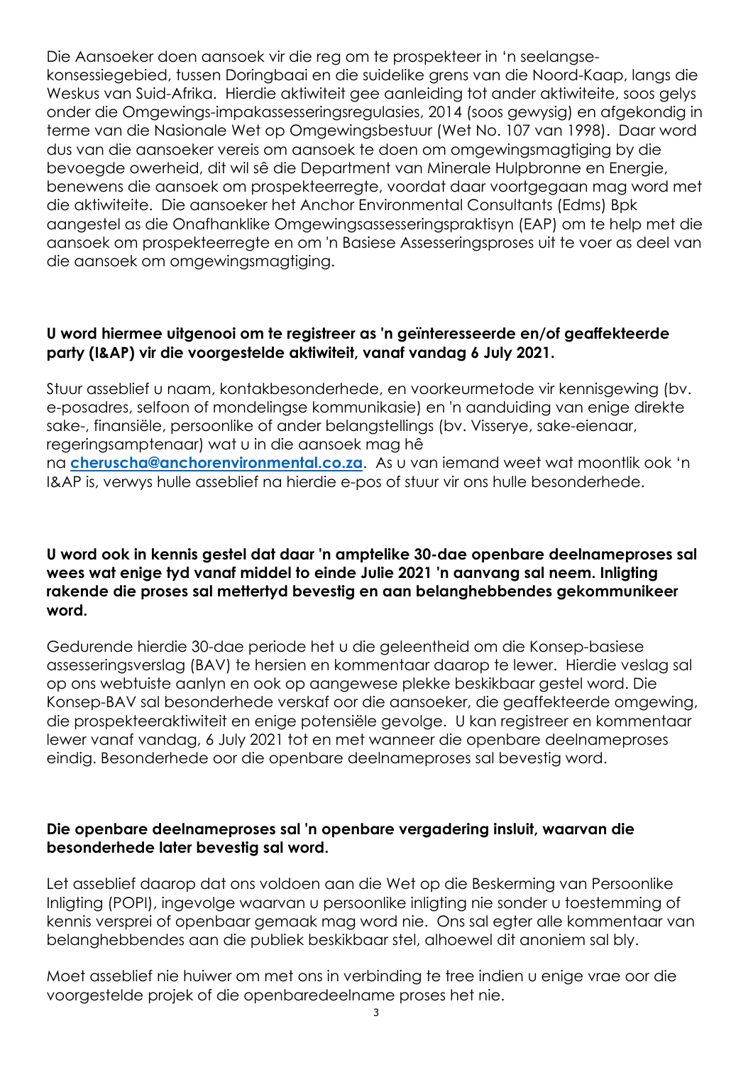Die Aansoeker doen aansoek vir die reg om te prospekteer in 'n seelangse-konsessiegebied, tussen Doringbaai en die suidelike grens van die Noord-Kaap, langs die Weskus van Suid-Afrika. Hierdie aktiwiteit gee aanleiding tot ander aktiwiteite, soos gelys onder die Omgewings-impakassesseringsregulasies, 2014 (soos gewysig) en afgekondig in terme van die Nasionale Wet op Omgewingsbestuur (Wet No. 107 van 1998). Daar word dus van die aansoeker vereis om aansoek te doen om omgewingsmagtiging by die bevoegde owerheid, dit wil sê die Department van Minerale Hulpbronne en Energie, benewens die aansoek om prospekteerregte, voordat daar voortgegaan mag word met die aktiwiteite. Die aansoeker het Anchor Environmental Consultants (Edms) Bpk aangestel as die Onafhanklike Omgewingsassesseringspraktisyn (EAP) om te help met die aansoek om prospekteerregte en om 'n Basiese Assesseringsproses uit te voer as deel van die aansoek om omgewingsmagtiging.

**U word hiermee uitgenooi om te registreer as 'n geïnteresseerde en/of geaffekteerde party (I&AP) vir die voorgestelde aktiwiteit, vanaf vandag 6 July 2021.**

Stuur asseblief u naam, kontakbesonderhede, en voorkeurmetode vir kennisgewing (bv. e-posadres, selfoon of mondelingse kommunikasie) en 'n aanduiding van enige direkte sake-, finansiële, persoonlike of ander belangstellings (bv. Visserye, sake-eienaar, regeringsamptenaar) wat u in die aansoek mag hê na **cheruscha@anchorenvironmental.co.za**. As u van iemand weet wat moontlik ook 'n I&AP is, verwys hulle asseblief na hierdie e-pos of stuur vir ons hulle besonderhede.

**U word ook in kennis gestel dat daar 'n amptelike 30-dae openbare deelnameproses sal wees wat enige tyd vanaf middel to einde Julie 2021 'n aanvang sal neem. Inligting rakende die proses sal mettertyd bevestig en aan belanghebbendes gekommunikeer word.**

Gedurende hierdie 30-dae periode het u die geleentheid om die Konsep-basiese assesseringsverslag (BAV) te hersien en kommentaar daarop te lewer. Hierdie veslag sal op ons webtuiste aanlyn en ook op aangewese plekke beskikbaar gestel word. Die Konsep-BAV sal besonderhede verskaf oor die aansoeker, die geaffekteerde omgewing, die prospekteeraktiwiteit en enige potensiële gevolge. U kan registreer en kommentaar lewer vanaf vandag, 6 July 2021 tot en met wanneer die openbare deelnameproses eindig. Besonderhede oor die openbare deelnameproses sal bevestig word.

**Die openbare deelnameproses sal 'n openbare vergadering insluit, waarvan die besonderhede later bevestig sal word.**

Let asseblief daarop dat ons voldoen aan die Wet op die Beskerming van Persoonlike Inligting (POPI), ingevolge waarvan u persoonlike inligting nie sonder u toestemming of kennis versprei of openbaar gemaak mag word nie. Ons sal egter alle kommentaar van belanghebbendes aan die publiek beskikbaar stel, alhoewel dit anoniem sal bly.

Moet asseblief nie huiwer om met ons in verbinding te tree indien u enige vrae oor die voorgestelde projek of die openbaredeelname proses het nie.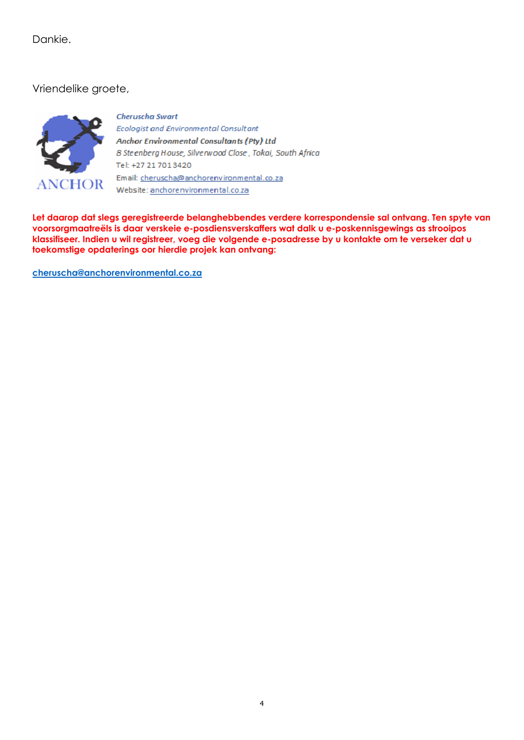Dankie.

Vriendelike groete,

ANCHOR

*Cheruscha Swart*
*Ecologist and Environmental Consultant*
***Anchor Environmental Consultants (Pty) Ltd***
*8 Steenberg House, Silverwood Close, Tokai, South Africa*
Tel: +27 21 701 3420
Email: cheruscha@anchorenvironmental.co.za
Website: anchorenvironmental.co.za

**Let daarop dat slegs geregistreerde belanghebbendes verdere korrespondensie sal ontvang. Ten spyte van voorsorgmaatreëls is daar verskeie e-posdiensverskaffers wat dalk u e-poskennisgewings as strooipos klassifiseer. Indien u wil registreer, voeg die volgende e-posadresse by u kontakte om te verseker dat u toekomstige opdaterings oor hierdie projek kan ontvang:**

**cheruscha@anchorenvironmental.co.za**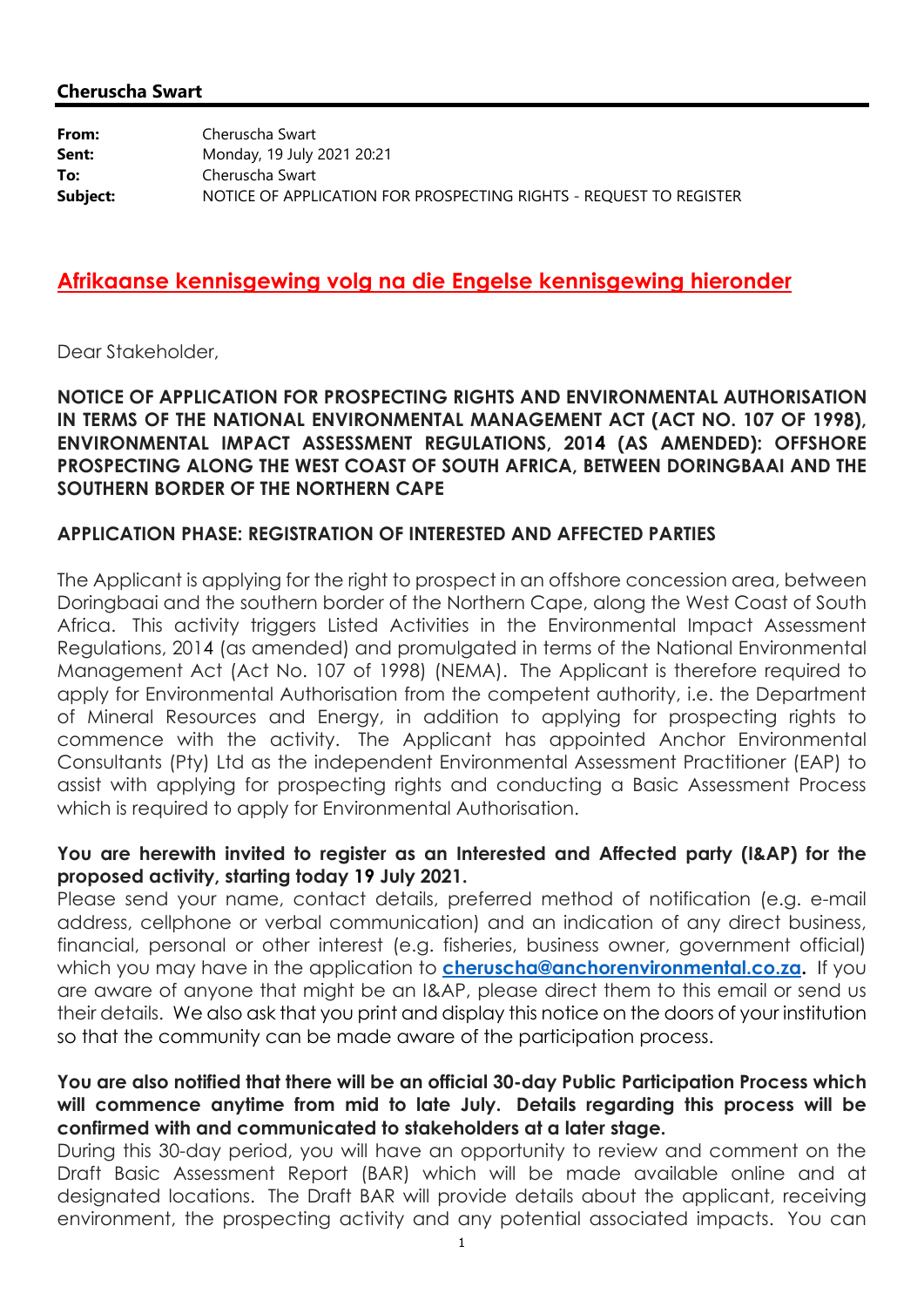**Cheruscha Swart**

| | |
|---|---|
| **From:** | Cheruscha Swart |
| **Sent:** | Monday, 19 July 2021 20:21 |
| **To:** | Cheruscha Swart |
| **Subject:** | NOTICE OF APPLICATION FOR PROSPECTING RIGHTS - REQUEST TO REGISTER |

## Afrikaanse kennisgewing volg na die Engelse kennisgewing hieronder

Dear Stakeholder,

**NOTICE OF APPLICATION FOR PROSPECTING RIGHTS AND ENVIRONMENTAL AUTHORISATION IN TERMS OF THE NATIONAL ENVIRONMENTAL MANAGEMENT ACT (ACT NO. 107 OF 1998), ENVIRONMENTAL IMPACT ASSESSMENT REGULATIONS, 2014 (AS AMENDED): OFFSHORE PROSPECTING ALONG THE WEST COAST OF SOUTH AFRICA, BETWEEN DORINGBAAI AND THE SOUTHERN BORDER OF THE NORTHERN CAPE**

**APPLICATION PHASE: REGISTRATION OF INTERESTED AND AFFECTED PARTIES**

The Applicant is applying for the right to prospect in an offshore concession area, between Doringbaai and the southern border of the Northern Cape, along the West Coast of South Africa. This activity triggers Listed Activities in the Environmental Impact Assessment Regulations, 2014 (as amended) and promulgated in terms of the National Environmental Management Act (Act No. 107 of 1998) (NEMA). The Applicant is therefore required to apply for Environmental Authorisation from the competent authority, i.e. the Department of Mineral Resources and Energy, in addition to applying for prospecting rights to commence with the activity. The Applicant has appointed Anchor Environmental Consultants (Pty) Ltd as the independent Environmental Assessment Practitioner (EAP) to assist with applying for prospecting rights and conducting a Basic Assessment Process which is required to apply for Environmental Authorisation.

**You are herewith invited to register as an Interested and Affected party (I&AP) for the proposed activity, starting today 19 July 2021.**
Please send your name, contact details, preferred method of notification (e.g. e-mail address, cellphone or verbal communication) and an indication of any direct business, financial, personal or other interest (e.g. fisheries, business owner, government official) which you may have in the application to **cheruscha@anchorenvironmental.co.za.** If you are aware of anyone that might be an I&AP, please direct them to this email or send us their details. We also ask that you print and display this notice on the doors of your institution so that the community can be made aware of the participation process.

**You are also notified that there will be an official 30-day Public Participation Process which will commence anytime from mid to late July. Details regarding this process will be confirmed with and communicated to stakeholders at a later stage.**
During this 30-day period, you will have an opportunity to review and comment on the Draft Basic Assessment Report (BAR) which will be made available online and at designated locations. The Draft BAR will provide details about the applicant, receiving environment, the prospecting activity and any potential associated impacts. You can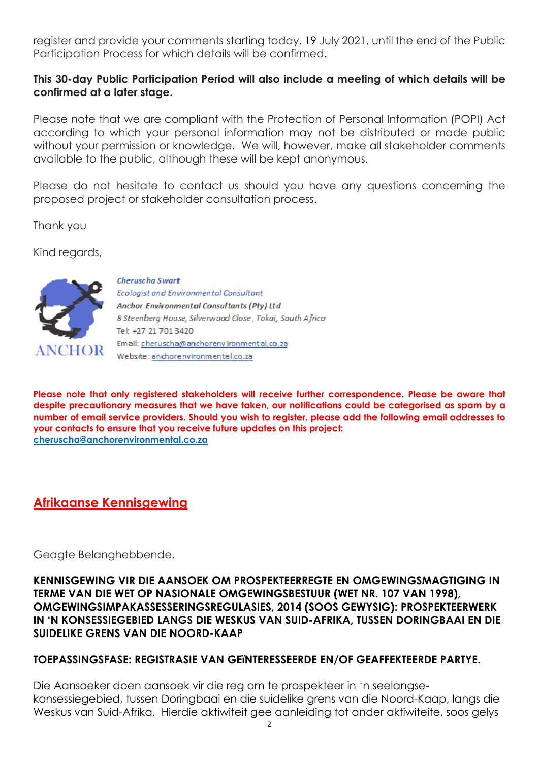register and provide your comments starting today, 19 July 2021, until the end of the Public Participation Process for which details will be confirmed.

**This 30-day Public Participation Period will also include a meeting of which details will be confirmed at a later stage.**

Please note that we are compliant with the Protection of Personal Information (POPI) Act according to which your personal information may not be distributed or made public without your permission or knowledge. We will, however, make all stakeholder comments available to the public, although these will be kept anonymous.

Please do not hesitate to contact us should you have any questions concerning the proposed project or stakeholder consultation process.

Thank you

Kind regards,

ANCHOR

*Cheruscha Swart*
*Ecologist and Environmental Consultant*
***Anchor Environmental Consultants (Pty) Ltd***
*8 Steenberg House, Silverwood Close, Tokai, South Africa*
Tel: +27 21 701 3420
Email: cheruscha@anchorenvironmental.co.za
Website: anchorenvironmental.co.za

**Please note that only registered stakeholders will receive further correspondence. Please be aware that despite precautionary measures that we have taken, our notifications could be categorised as spam by a number of email service providers. Should you wish to register, please add the following email addresses to your contacts to ensure that you receive future updates on this project:**
**cheruscha@anchorenvironmental.co.za**

## Afrikaanse Kennisgewing

Geagte Belanghebbende,

**KENNISGEWING VIR DIE AANSOEK OM PROSPEKTEERREGTE EN OMGEWINGSMAGTIGING IN TERME VAN DIE WET OP NASIONALE OMGEWINGSBESTUUR (WET NR. 107 VAN 1998), OMGEWINGSIMPAKASSESSERINGSREGULASIES, 2014 (SOOS GEWYSIG): PROSPEKTEERWERK IN 'N KONSESSIEGEBIED LANGS DIE WESKUS VAN SUID-AFRIKA, TUSSEN DORINGBAAI EN DIE SUIDELIKE GRENS VAN DIE NOORD-KAAP**

**TOEPASSINGSFASE: REGISTRASIE VAN GEÏNTERESSEERDE EN/OF GEAFFEKTEERDE PARTYE.**

Die Aansoeker doen aansoek vir die reg om te prospekteer in 'n seelangse-konsessiegebied, tussen Doringbaai en die suidelike grens van die Noord-Kaap, langs die Weskus van Suid-Afrika. Hierdie aktiwiteit gee aanleiding tot ander aktiwiteite, soos gelys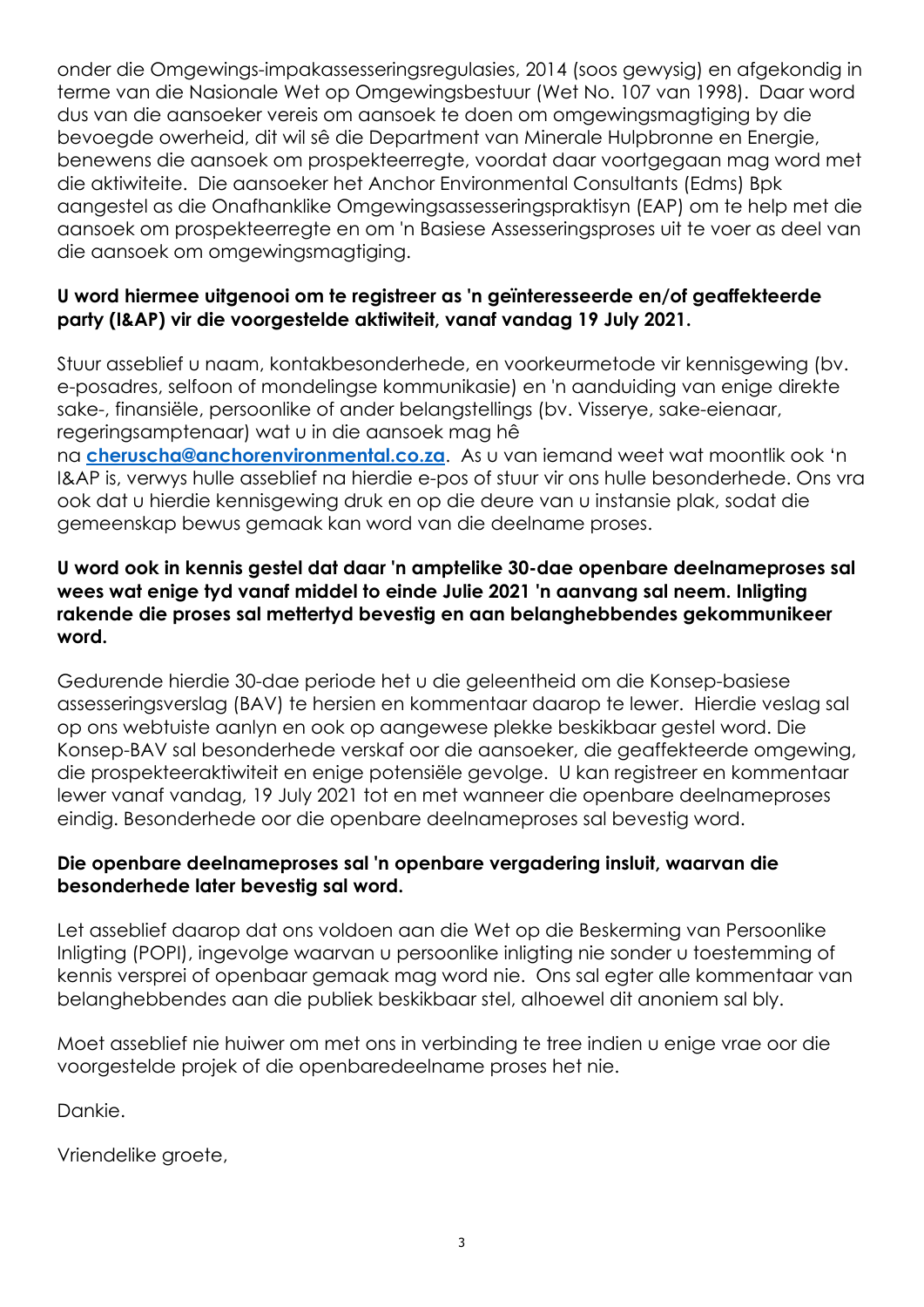onder die Omgewings-impakassesseringsregulasies, 2014 (soos gewysig) en afgekondig in terme van die Nasionale Wet op Omgewingsbestuur (Wet No. 107 van 1998). Daar word dus van die aansoeker vereis om aansoek te doen om omgewingsmagtiging by die bevoegde owerheid, dit wil sê die Department van Minerale Hulpbronne en Energie, benewens die aansoek om prospekteerregte, voordat daar voortgegaan mag word met die aktiwiteite. Die aansoeker het Anchor Environmental Consultants (Edms) Bpk aangestel as die Onafhanklike Omgewingsassesseringspraktisyn (EAP) om te help met die aansoek om prospekteerregte en om 'n Basiese Assesseringsproses uit te voer as deel van die aansoek om omgewingsmagtiging.

**U word hiermee uitgenooi om te registreer as 'n geïnteresseerde en/of geaffekteerde party (I&AP) vir die voorgestelde aktiwiteit, vanaf vandag 19 July 2021.**

Stuur asseblief u naam, kontakbesonderhede, en voorkeurmetode vir kennisgewing (bv. e-posadres, selfoon of mondelingse kommunikasie) en 'n aanduiding van enige direkte sake-, finansiële, persoonlike of ander belangstellings (bv. Visserye, sake-eienaar, regeringsamptenaar) wat u in die aansoek mag hê na **cheruscha@anchorenvironmental.co.za**. As u van iemand weet wat moontlik ook 'n I&AP is, verwys hulle asseblief na hierdie e-pos of stuur vir ons hulle besonderhede. Ons vra ook dat u hierdie kennisgewing druk en op die deure van u instansie plak, sodat die gemeenskap bewus gemaak kan word van die deelname proses.

**U word ook in kennis gestel dat daar 'n amptelike 30-dae openbare deelnameproses sal wees wat enige tyd vanaf middel to einde Julie 2021 'n aanvang sal neem. Inligting rakende die proses sal mettertyd bevestig en aan belanghebbendes gekommunikeer word.**

Gedurende hierdie 30-dae periode het u die geleentheid om die Konsep-basiese assesseringsverslag (BAV) te hersien en kommentaar daarop te lewer. Hierdie veslag sal op ons webtuiste aanlyn en ook op aangewese plekke beskikbaar gestel word. Die Konsep-BAV sal besonderhede verskaf oor die aansoeker, die geaffekteerde omgewing, die prospekteeraktiwiteit en enige potensiële gevolge. U kan registreer en kommentaar lewer vanaf vandag, 19 July 2021 tot en met wanneer die openbare deelnameproses eindig. Besonderhede oor die openbare deelnameproses sal bevestig word.

**Die openbare deelnameproses sal 'n openbare vergadering insluit, waarvan die besonderhede later bevestig sal word.**

Let asseblief daarop dat ons voldoen aan die Wet op die Beskerming van Persoonlike Inligting (POPI), ingevolge waarvan u persoonlike inligting nie sonder u toestemming of kennis versprei of openbaar gemaak mag word nie. Ons sal egter alle kommentaar van belanghebbendes aan die publiek beskikbaar stel, alhoewel dit anoniem sal bly.

Moet asseblief nie huiwer om met ons in verbinding te tree indien u enige vrae oor die voorgestelde projek of die openbaredeelname proses het nie.

Dankie.

Vriendelike groete,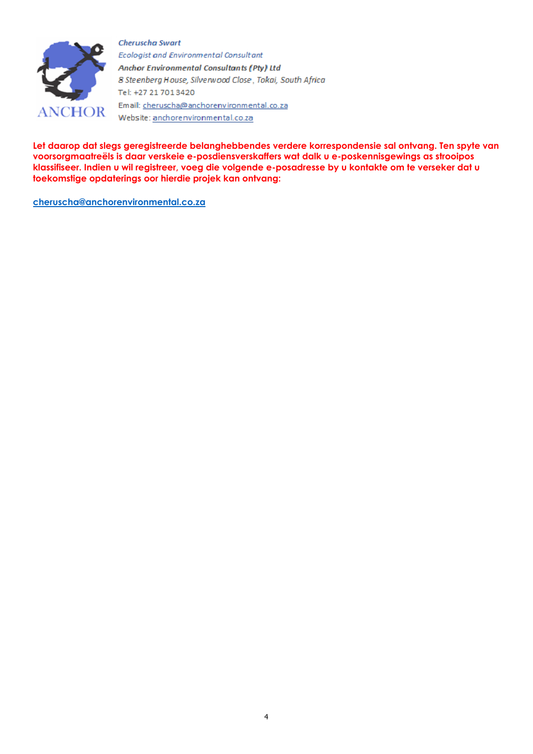*Cheruscha Swart*
*Ecologist and Environmental Consultant*
***Anchor Environmental Consultants (Pty) Ltd***
*8 Steenberg House, Silverwood Close, Tokai, South Africa*
Tel: +27 21 701 3420
Email: cheruscha@anchorenvironmental.co.za
Website: anchorenvironmental.co.za

**Let daarop dat slegs geregistreerde belanghebbendes verdere korrespondensie sal ontvang. Ten spyte van voorsorgmaatreëls is daar verskeie e-posdiensverskaffers wat dalk u e-poskennisgewings as strooipos klassifiseer. Indien u wil registreer, voeg die volgende e-posadresse by u kontakte om te verseker dat u toekomstige opdaterings oor hierdie projek kan ontvang:**

**cheruscha@anchorenvironmental.co.za**